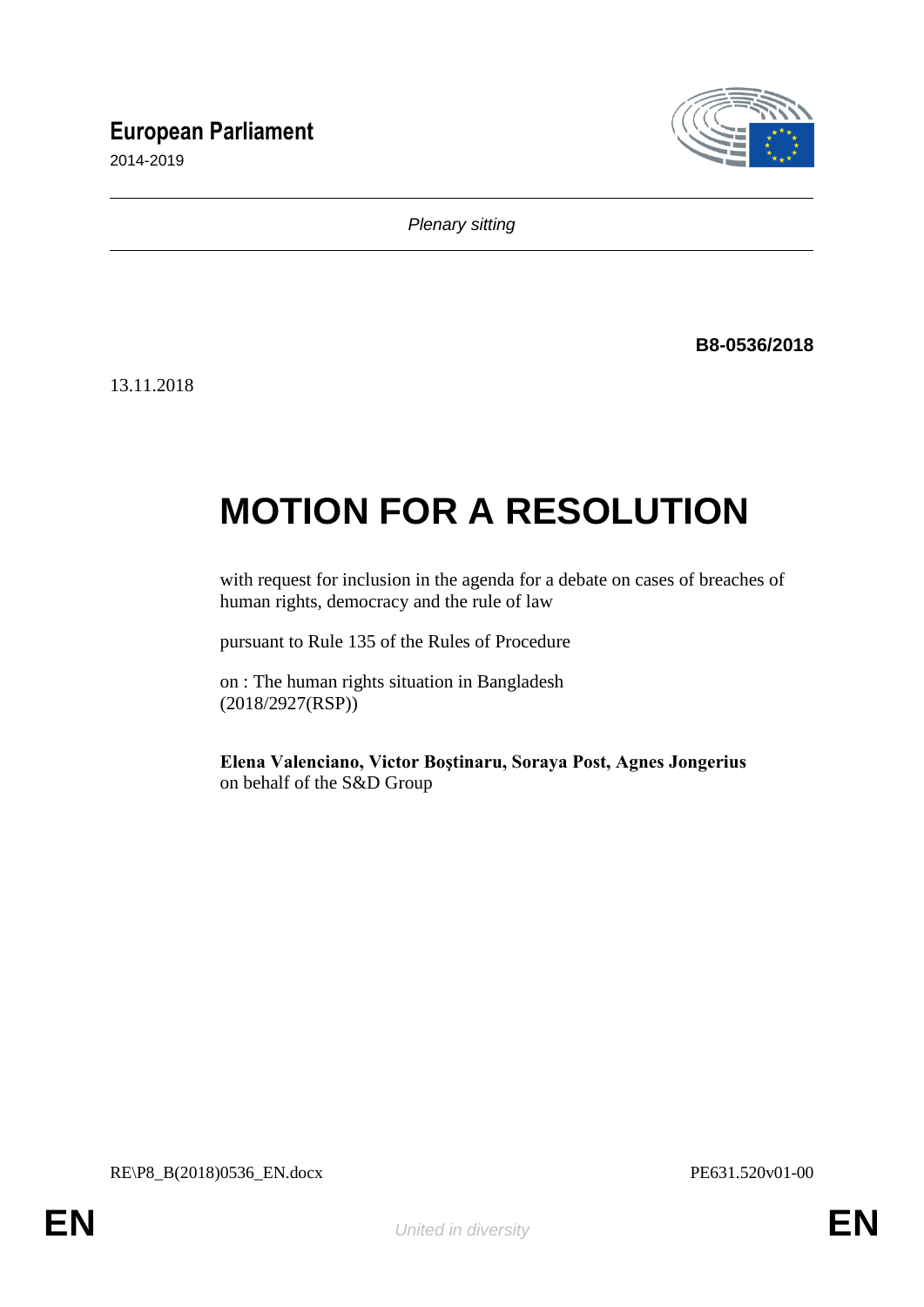# European Parliament

2014-2019

*Plenary sitting*

**B8-0536/2018**

13.11.2018

# MOTION FOR A RESOLUTION

with request for inclusion in the agenda for a debate on cases of breaches of human rights, democracy and the rule of law

pursuant to Rule 135 of the Rules of Procedure

on : The human rights situation in Bangladesh
(2018/2927(RSP))

**Elena Valenciano, Victor Boştinaru, Soraya Post, Agnes Jongerius**
on behalf of the S&D Group

RE\P8_B(2018)0536_EN.docx

PE631.520v01-00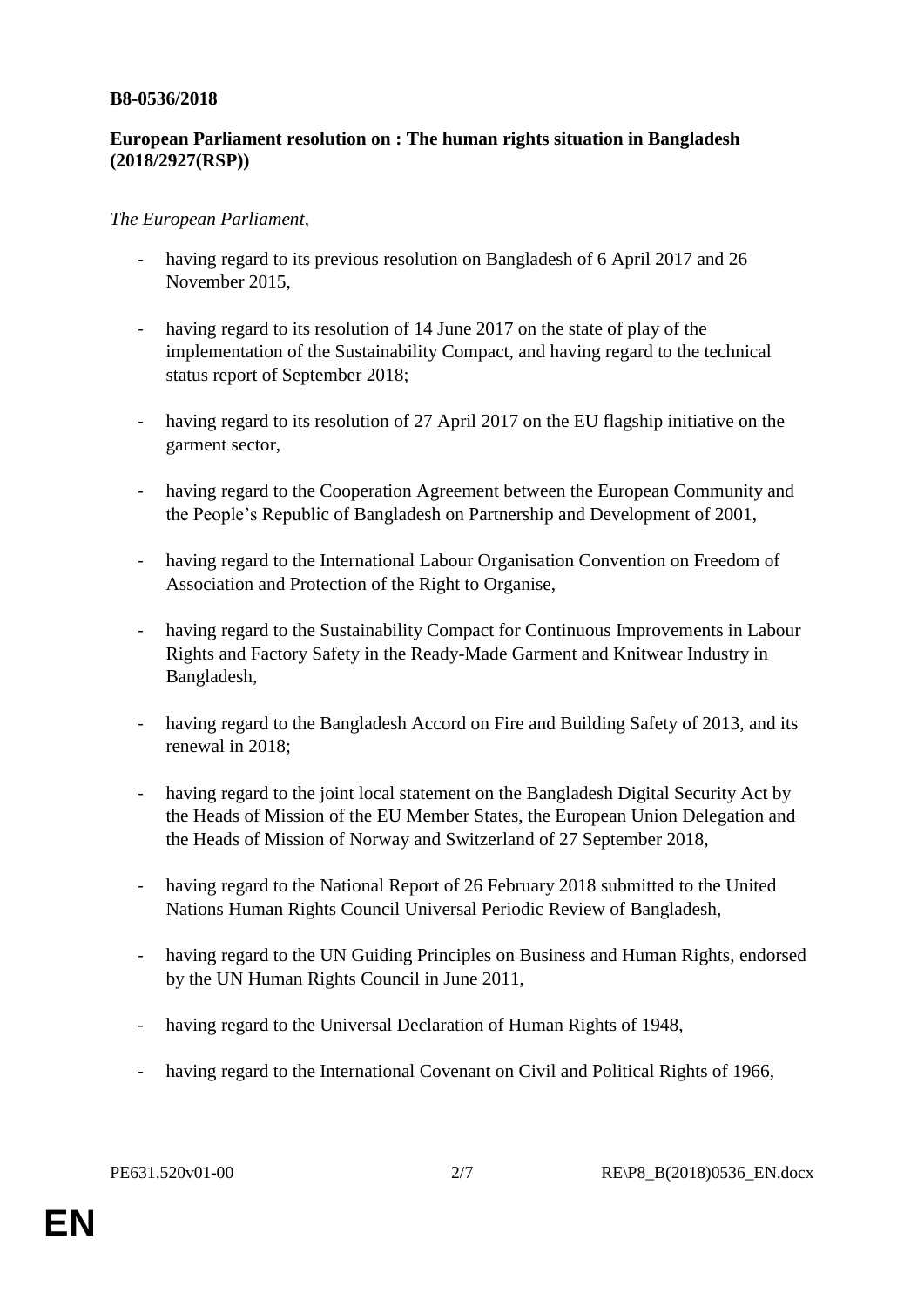**B8-0536/2018**

**European Parliament resolution on : The human rights situation in Bangladesh (2018/2927(RSP))**

*The European Parliament*,

- having regard to its previous resolution on Bangladesh of 6 April 2017 and 26 November 2015,
- having regard to its resolution of 14 June 2017 on the state of play of the implementation of the Sustainability Compact, and having regard to the technical status report of September 2018;
- having regard to its resolution of 27 April 2017 on the EU flagship initiative on the garment sector,
- having regard to the Cooperation Agreement between the European Community and the People's Republic of Bangladesh on Partnership and Development of 2001,
- having regard to the International Labour Organisation Convention on Freedom of Association and Protection of the Right to Organise,
- having regard to the Sustainability Compact for Continuous Improvements in Labour Rights and Factory Safety in the Ready-Made Garment and Knitwear Industry in Bangladesh,
- having regard to the Bangladesh Accord on Fire and Building Safety of 2013, and its renewal in 2018;
- having regard to the joint local statement on the Bangladesh Digital Security Act by the Heads of Mission of the EU Member States, the European Union Delegation and the Heads of Mission of Norway and Switzerland of 27 September 2018,
- having regard to the National Report of 26 February 2018 submitted to the United Nations Human Rights Council Universal Periodic Review of Bangladesh,
- having regard to the UN Guiding Principles on Business and Human Rights, endorsed by the UN Human Rights Council in June 2011,
- having regard to the Universal Declaration of Human Rights of 1948,
- having regard to the International Covenant on Civil and Political Rights of 1966,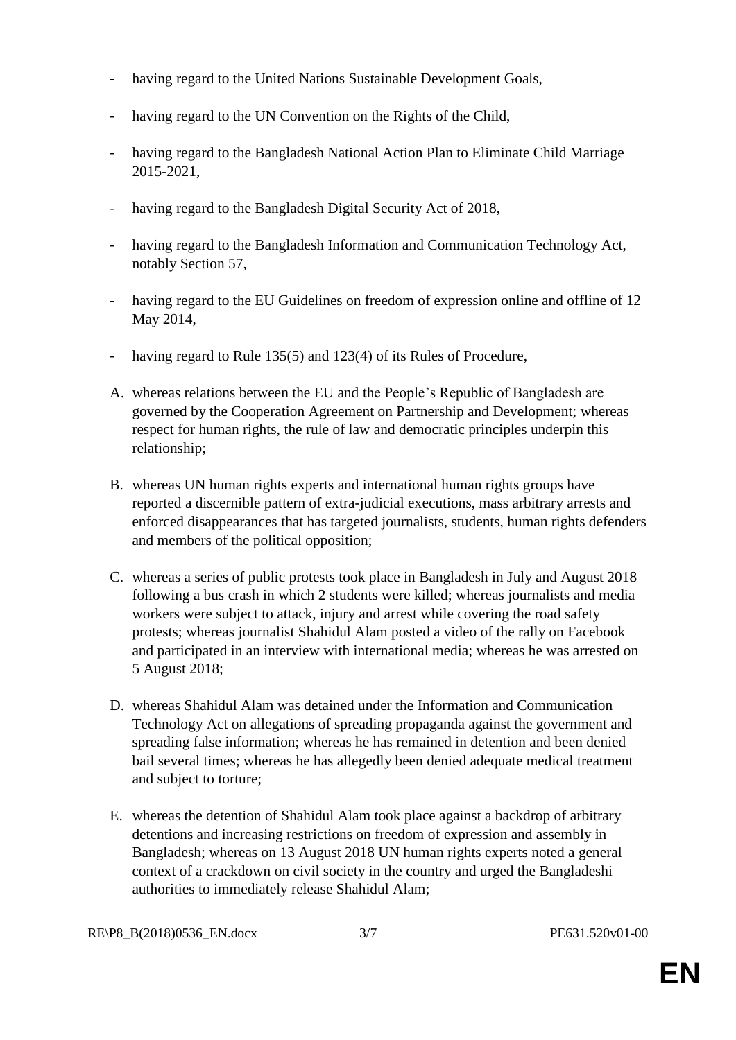- having regard to the United Nations Sustainable Development Goals,

- having regard to the UN Convention on the Rights of the Child,

- having regard to the Bangladesh National Action Plan to Eliminate Child Marriage 2015-2021,

- having regard to the Bangladesh Digital Security Act of 2018,

- having regard to the Bangladesh Information and Communication Technology Act, notably Section 57,

- having regard to the EU Guidelines on freedom of expression online and offline of 12 May 2014,

- having regard to Rule 135(5) and 123(4) of its Rules of Procedure,

A. whereas relations between the EU and the People's Republic of Bangladesh are governed by the Cooperation Agreement on Partnership and Development; whereas respect for human rights, the rule of law and democratic principles underpin this relationship;

B. whereas UN human rights experts and international human rights groups have reported a discernible pattern of extra-judicial executions, mass arbitrary arrests and enforced disappearances that has targeted journalists, students, human rights defenders and members of the political opposition;

C. whereas a series of public protests took place in Bangladesh in July and August 2018 following a bus crash in which 2 students were killed; whereas journalists and media workers were subject to attack, injury and arrest while covering the road safety protests; whereas journalist Shahidul Alam posted a video of the rally on Facebook and participated in an interview with international media; whereas he was arrested on 5 August 2018;

D. whereas Shahidul Alam was detained under the Information and Communication Technology Act on allegations of spreading propaganda against the government and spreading false information; whereas he has remained in detention and been denied bail several times; whereas he has allegedly been denied adequate medical treatment and subject to torture;

E. whereas the detention of Shahidul Alam took place against a backdrop of arbitrary detentions and increasing restrictions on freedom of expression and assembly in Bangladesh; whereas on 13 August 2018 UN human rights experts noted a general context of a crackdown on civil society in the country and urged the Bangladeshi authorities to immediately release Shahidul Alam;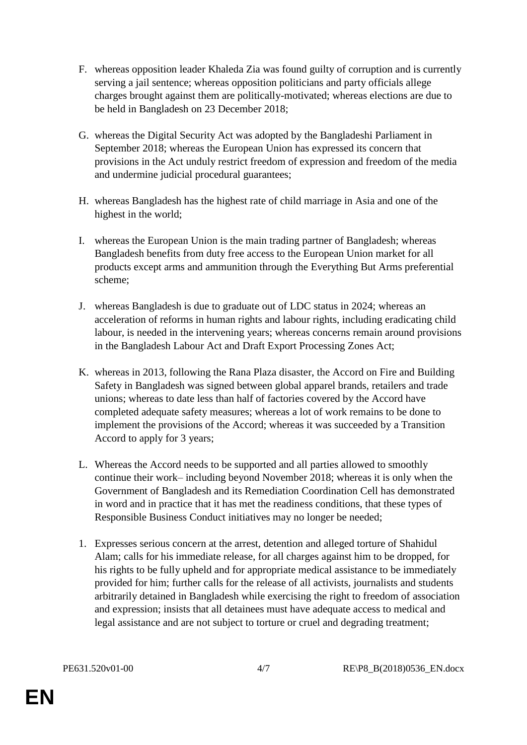F. whereas opposition leader Khaleda Zia was found guilty of corruption and is currently serving a jail sentence; whereas opposition politicians and party officials allege charges brought against them are politically-motivated; whereas elections are due to be held in Bangladesh on 23 December 2018;

G. whereas the Digital Security Act was adopted by the Bangladeshi Parliament in September 2018; whereas the European Union has expressed its concern that provisions in the Act unduly restrict freedom of expression and freedom of the media and undermine judicial procedural guarantees;

H. whereas Bangladesh has the highest rate of child marriage in Asia and one of the highest in the world;

I. whereas the European Union is the main trading partner of Bangladesh; whereas Bangladesh benefits from duty free access to the European Union market for all products except arms and ammunition through the Everything But Arms preferential scheme;

J. whereas Bangladesh is due to graduate out of LDC status in 2024; whereas an acceleration of reforms in human rights and labour rights, including eradicating child labour, is needed in the intervening years; whereas concerns remain around provisions in the Bangladesh Labour Act and Draft Export Processing Zones Act;

K. whereas in 2013, following the Rana Plaza disaster, the Accord on Fire and Building Safety in Bangladesh was signed between global apparel brands, retailers and trade unions; whereas to date less than half of factories covered by the Accord have completed adequate safety measures; whereas a lot of work remains to be done to implement the provisions of the Accord; whereas it was succeeded by a Transition Accord to apply for 3 years;

L. Whereas the Accord needs to be supported and all parties allowed to smoothly continue their work– including beyond November 2018; whereas it is only when the Government of Bangladesh and its Remediation Coordination Cell has demonstrated in word and in practice that it has met the readiness conditions, that these types of Responsible Business Conduct initiatives may no longer be needed;

1. Expresses serious concern at the arrest, detention and alleged torture of Shahidul Alam; calls for his immediate release, for all charges against him to be dropped, for his rights to be fully upheld and for appropriate medical assistance to be immediately provided for him; further calls for the release of all activists, journalists and students arbitrarily detained in Bangladesh while exercising the right to freedom of association and expression; insists that all detainees must have adequate access to medical and legal assistance and are not subject to torture or cruel and degrading treatment;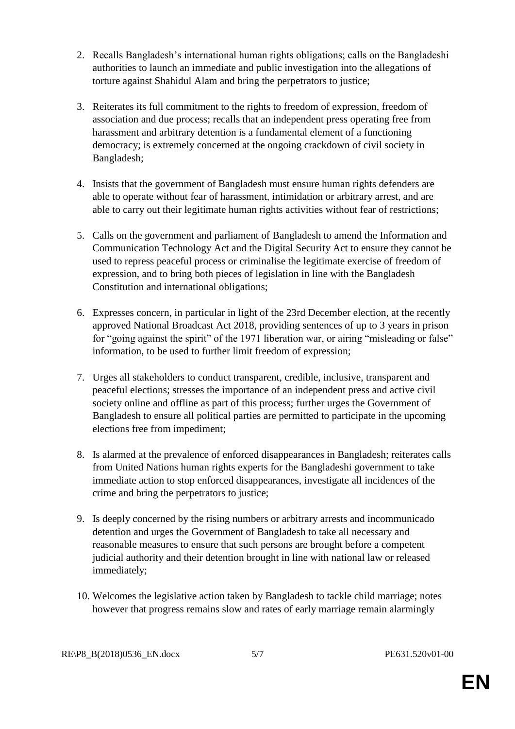2. Recalls Bangladesh's international human rights obligations; calls on the Bangladeshi authorities to launch an immediate and public investigation into the allegations of torture against Shahidul Alam and bring the perpetrators to justice;

3. Reiterates its full commitment to the rights to freedom of expression, freedom of association and due process; recalls that an independent press operating free from harassment and arbitrary detention is a fundamental element of a functioning democracy; is extremely concerned at the ongoing crackdown of civil society in Bangladesh;

4. Insists that the government of Bangladesh must ensure human rights defenders are able to operate without fear of harassment, intimidation or arbitrary arrest, and are able to carry out their legitimate human rights activities without fear of restrictions;

5. Calls on the government and parliament of Bangladesh to amend the Information and Communication Technology Act and the Digital Security Act to ensure they cannot be used to repress peaceful process or criminalise the legitimate exercise of freedom of expression, and to bring both pieces of legislation in line with the Bangladesh Constitution and international obligations;

6. Expresses concern, in particular in light of the 23rd December election, at the recently approved National Broadcast Act 2018, providing sentences of up to 3 years in prison for "going against the spirit" of the 1971 liberation war, or airing "misleading or false" information, to be used to further limit freedom of expression;

7. Urges all stakeholders to conduct transparent, credible, inclusive, transparent and peaceful elections; stresses the importance of an independent press and active civil society online and offline as part of this process; further urges the Government of Bangladesh to ensure all political parties are permitted to participate in the upcoming elections free from impediment;

8. Is alarmed at the prevalence of enforced disappearances in Bangladesh; reiterates calls from United Nations human rights experts for the Bangladeshi government to take immediate action to stop enforced disappearances, investigate all incidences of the crime and bring the perpetrators to justice;

9. Is deeply concerned by the rising numbers or arbitrary arrests and incommunicado detention and urges the Government of Bangladesh to take all necessary and reasonable measures to ensure that such persons are brought before a competent judicial authority and their detention brought in line with national law or released immediately;

10. Welcomes the legislative action taken by Bangladesh to tackle child marriage; notes however that progress remains slow and rates of early marriage remain alarmingly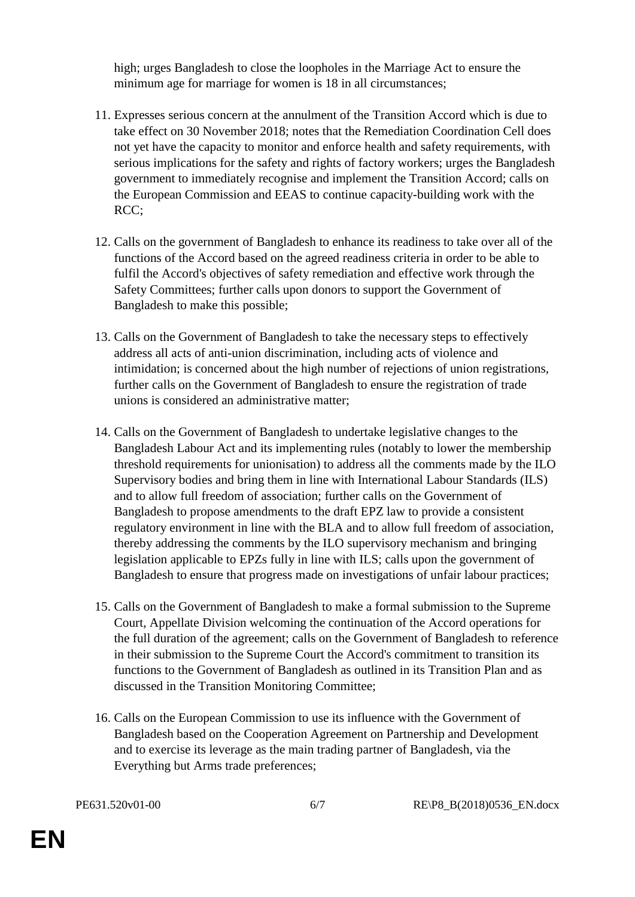high; urges Bangladesh to close the loopholes in the Marriage Act to ensure the minimum age for marriage for women is 18 in all circumstances;

11. Expresses serious concern at the annulment of the Transition Accord which is due to take effect on 30 November 2018; notes that the Remediation Coordination Cell does not yet have the capacity to monitor and enforce health and safety requirements, with serious implications for the safety and rights of factory workers; urges the Bangladesh government to immediately recognise and implement the Transition Accord; calls on the European Commission and EEAS to continue capacity-building work with the RCC;

12. Calls on the government of Bangladesh to enhance its readiness to take over all of the functions of the Accord based on the agreed readiness criteria in order to be able to fulfil the Accord's objectives of safety remediation and effective work through the Safety Committees; further calls upon donors to support the Government of Bangladesh to make this possible;

13. Calls on the Government of Bangladesh to take the necessary steps to effectively address all acts of anti-union discrimination, including acts of violence and intimidation; is concerned about the high number of rejections of union registrations, further calls on the Government of Bangladesh to ensure the registration of trade unions is considered an administrative matter;

14. Calls on the Government of Bangladesh to undertake legislative changes to the Bangladesh Labour Act and its implementing rules (notably to lower the membership threshold requirements for unionisation) to address all the comments made by the ILO Supervisory bodies and bring them in line with International Labour Standards (ILS) and to allow full freedom of association; further calls on the Government of Bangladesh to propose amendments to the draft EPZ law to provide a consistent regulatory environment in line with the BLA and to allow full freedom of association, thereby addressing the comments by the ILO supervisory mechanism and bringing legislation applicable to EPZs fully in line with ILS; calls upon the government of Bangladesh to ensure that progress made on investigations of unfair labour practices;

15. Calls on the Government of Bangladesh to make a formal submission to the Supreme Court, Appellate Division welcoming the continuation of the Accord operations for the full duration of the agreement; calls on the Government of Bangladesh to reference in their submission to the Supreme Court the Accord's commitment to transition its functions to the Government of Bangladesh as outlined in its Transition Plan and as discussed in the Transition Monitoring Committee;

16. Calls on the European Commission to use its influence with the Government of Bangladesh based on the Cooperation Agreement on Partnership and Development and to exercise its leverage as the main trading partner of Bangladesh, via the Everything but Arms trade preferences;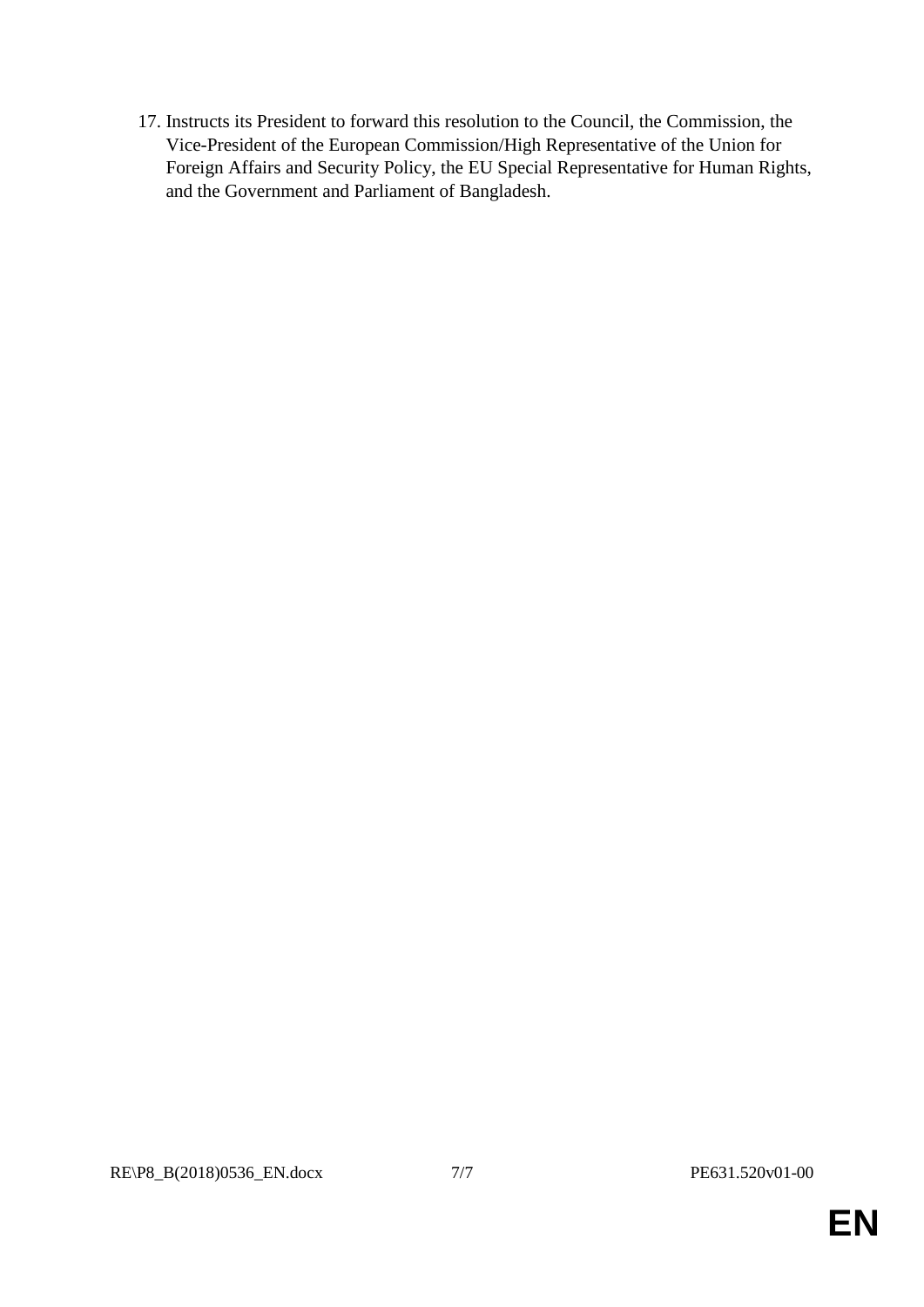17. Instructs its President to forward this resolution to the Council, the Commission, the Vice-President of the European Commission/High Representative of the Union for Foreign Affairs and Security Policy, the EU Special Representative for Human Rights, and the Government and Parliament of Bangladesh.